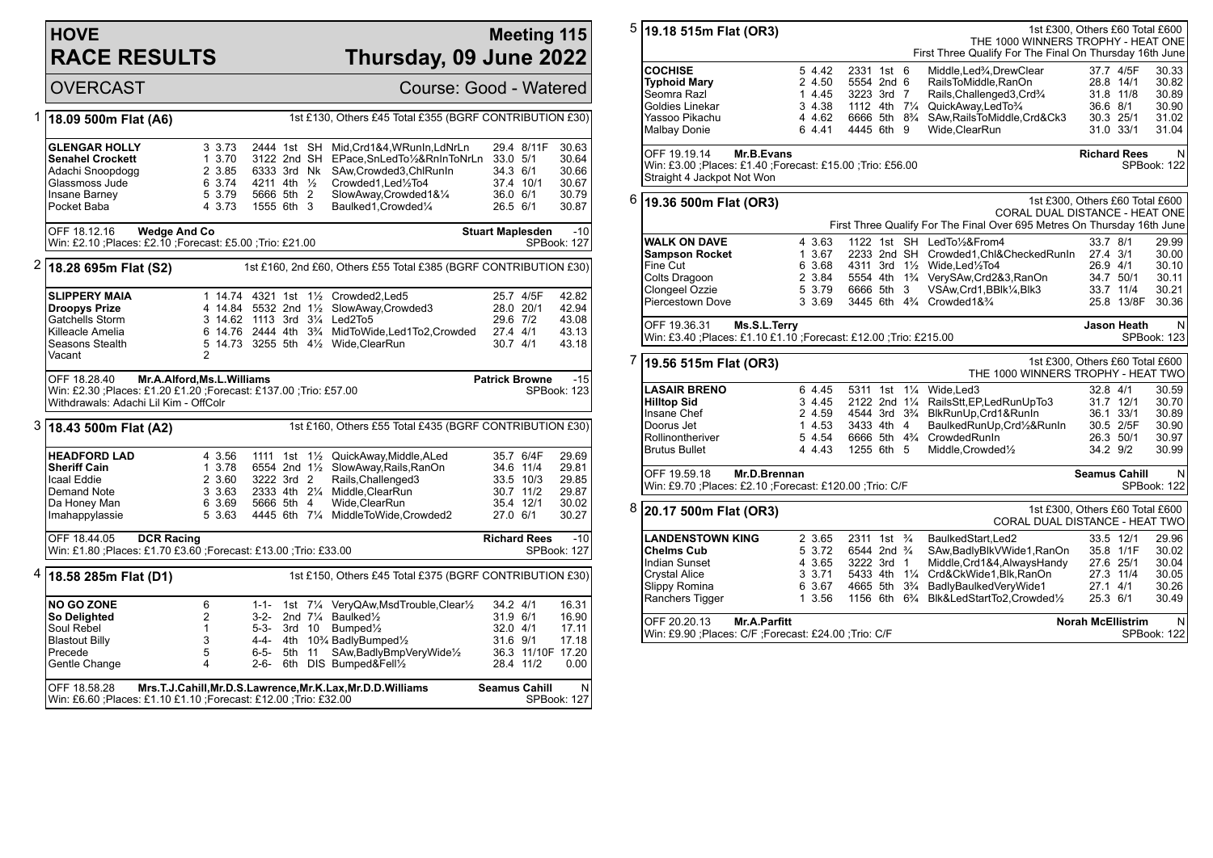# HOVE RACE RESULTS

**Meeting 115**
**Thursday, 09 June 2022**

OVERCAST — Course: Good - Watered

## 1 18.09 500m Flat (A6)

1st £130, Others £45 Total £355 (BGRF CONTRIBUTION £30)

| Greyhound | Trap | Sect | Bends | Pos | Dist | Remarks | Wt | SP | Time |
|---|---|---|---|---|---|---|---|---|---|
| **GLENGAR HOLLY** | 3 | 3.73 | 2444 | 1st | SH | Mid,Crd1&4,WRunIn,LdNrLn | 29.4 | 8/11F | 30.63 |
| **Senahel Crockett** | 1 | 3.70 | 3122 | 2nd | SH | EPace,SnLedTo½&RnInToNrLn | 33.0 | 5/1 | 30.64 |
| Adachi Snoopdogg | 2 | 3.85 | 6333 | 3rd | Nk | SAw,Crowded3,ChlRunIn | 34.3 | 6/1 | 30.66 |
| Glassmoss Jude | 6 | 3.74 | 4211 | 4th | ½ | Crowded1,Led½To4 | 37.4 | 10/1 | 30.67 |
| Insane Barney | 5 | 3.79 | 5666 | 5th | 2 | SlowAway,Crowded1&¼ | 36.0 | 6/1 | 30.79 |
| Pocket Baba | 4 | 3.73 | 1555 | 6th | 3 | Baulked1,Crowded¼ | 26.5 | 6/1 | 30.87 |

OFF 18.12.16 **Wedge And Co** — **Stuart Maplesden** -10
Win: £2.10 ;Places: £2.10 ;Forecast: £5.00 ;Trio: £21.00 — SPBook: 127

## 2 18.28 695m Flat (S2)

1st £160, 2nd £60, Others £55 Total £385 (BGRF CONTRIBUTION £30)

| Greyhound | Trap | Sect | Bends | Pos | Dist | Remarks | Wt | SP | Time |
|---|---|---|---|---|---|---|---|---|---|
| **SLIPPERY MAIA** | 1 | 14.74 | 4321 | 1st | 1½ | Crowded2,Led5 | 25.7 | 4/5F | 42.82 |
| **Droopys Prize** | 4 | 14.84 | 5532 | 2nd | 1½ | SlowAway,Crowded3 | 28.0 | 20/1 | 42.94 |
| Gatchells Storm | 3 | 14.62 | 1113 | 3rd | 3¼ | Led2To5 | 29.6 | 7/2 | 43.08 |
| Killeacle Amelia | 6 | 14.76 | 2444 | 4th | 3¾ | MidToWide,Led1To2,Crowded | 27.4 | 4/1 | 43.13 |
| Seasons Stealth | 5 | 14.73 | 3255 | 5th | 4½ | Wide,ClearRun | 30.7 | 4/1 | 43.18 |
| Vacant | 2 | | | | | | | | |

OFF 18.28.40 **Mr.A.Alford,Ms.L.Williams** — **Patrick Browne** -15
Win: £2.30 ;Places: £1.20 £1.20 ;Forecast: £137.00 ;Trio: £57.00 — SPBook: 123
Withdrawals: Adachi Lil Kim - OffColr

## 3 18.43 500m Flat (A2)

1st £160, Others £55 Total £435 (BGRF CONTRIBUTION £30)

| Greyhound | Trap | Sect | Bends | Pos | Dist | Remarks | Wt | SP | Time |
|---|---|---|---|---|---|---|---|---|---|
| **HEADFORD LAD** | 4 | 3.56 | 1111 | 1st | 1½ | QuickAway,Middle,ALed | 35.7 | 6/4F | 29.69 |
| **Sheriff Cain** | 1 | 3.78 | 6554 | 2nd | 1½ | SlowAway,Rails,RanOn | 34.6 | 11/4 | 29.81 |
| Icaal Eddie | 2 | 3.60 | 3222 | 3rd | 2 | Rails,Challenged3 | 33.5 | 10/3 | 29.85 |
| Demand Note | 3 | 3.63 | 2333 | 4th | 2¼ | Middle,ClearRun | 30.7 | 11/2 | 29.87 |
| Da Honey Man | 6 | 3.69 | 5666 | 5th | 4 | Wide,ClearRun | 35.4 | 12/1 | 30.02 |
| Imahappylassie | 5 | 3.63 | 4445 | 6th | 7¼ | MiddleToWide,Crowded2 | 27.0 | 6/1 | 30.27 |

OFF 18.44.05 **DCR Racing** — **Richard Rees** -10
Win: £1.80 ;Places: £1.70 £3.60 ;Forecast: £13.00 ;Trio: £33.00 — SPBook: 127

## 4 18.58 285m Flat (D1)

1st £150, Others £45 Total £375 (BGRF CONTRIBUTION £30)

| Greyhound | Trap | Bends | Pos | Dist | Remarks | Wt | SP | Time |
|---|---|---|---|---|---|---|---|---|
| **NO GO ZONE** | 6 | 1-1- | 1st | 7¼ | VeryQAw,MsdTrouble,Clear½ | 34.2 | 4/1 | 16.31 |
| **So Delighted** | 2 | 3-2- | 2nd | 7¼ | Baulked½ | 31.9 | 6/1 | 16.90 |
| Soul Rebel | 1 | 5-3- | 3rd | 10 | Bumped½ | 32.0 | 4/1 | 17.11 |
| Blastout Billy | 3 | 4-4- | 4th | 10¾ | BadlyBumped½ | 31.6 | 9/1 | 17.18 |
| Precede | 5 | 6-5- | 5th | 11 | SAw,BadlyBmpVeryWide½ | 36.3 | 11/10F | 17.20 |
| Gentle Change | 4 | 2-6- | 6th | DIS | Bumped&Fell½ | 28.4 | 11/2 | 0.00 |

OFF 18.58.28 **Mrs.T.J.Cahill,Mr.D.S.Lawrence,Mr.K.Lax,Mr.D.D.Williams** — **Seamus Cahill** N
Win: £6.60 ;Places: £1.10 £1.10 ;Forecast: £12.00 ;Trio: £32.00 — SPBook: 127

## 5 19.18 515m Flat (OR3)

1st £300, Others £60 Total £600
THE 1000 WINNERS TROPHY - HEAT ONE
First Three Qualify For The Final On Thursday 16th June

| Greyhound | Trap | Sect | Bends | Pos | Dist | Remarks | Wt | SP | Time |
|---|---|---|---|---|---|---|---|---|---|
| **COCHISE** | 5 | 4.42 | 2331 | 1st | 6 | Middle,Led¾,DrewClear | 37.7 | 4/5F | 30.33 |
| **Typhoid Mary** | 2 | 4.50 | 5554 | 2nd | 6 | RailsToMiddle,RanOn | 28.8 | 14/1 | 30.82 |
| Seomra Razl | 1 | 4.45 | 3223 | 3rd | 7 | Rails,Challenged3,Crd¾ | 31.8 | 11/8 | 30.89 |
| Goldies Linekar | 3 | 4.38 | 1112 | 4th | 7¼ | QuickAway,LedTo¾ | 36.6 | 8/1 | 30.90 |
| Yassoo Pikachu | 4 | 4.62 | 6666 | 5th | 8¾ | SAw,RailsToMiddle,Crd&Ck3 | 30.3 | 25/1 | 31.02 |
| Malbay Donie | 6 | 4.41 | 4445 | 6th | 9 | Wide,ClearRun | 31.0 | 33/1 | 31.04 |

OFF 19.19.14 **Mr.B.Evans** — **Richard Rees** N
Win: £3.00 ;Places: £1.40 ;Forecast: £15.00 ;Trio: £56.00 — SPBook: 122
Straight 4 Jackpot Not Won

## 6 19.36 500m Flat (OR3)

1st £300, Others £60 Total £600
CORAL DUAL DISTANCE - HEAT ONE
First Three Qualify For The Final Over 695 Metres On Thursday 16th June

| Greyhound | Trap | Sect | Bends | Pos | Dist | Remarks | Wt | SP | Time |
|---|---|---|---|---|---|---|---|---|---|
| **WALK ON DAVE** | 4 | 3.63 | 1122 | 1st | SH | LedTo½&From4 | 33.7 | 8/1 | 29.99 |
| **Sampson Rocket** | 1 | 3.67 | 2233 | 2nd | SH | Crowded1,Chl&CheckedRunIn | 27.4 | 3/1 | 30.00 |
| Fine Cut | 6 | 3.68 | 4311 | 3rd | 1½ | Wide,Led½To4 | 26.9 | 4/1 | 30.10 |
| Colts Dragoon | 2 | 3.84 | 5554 | 4th | 1¾ | VerySAw,Crd2&3,RanOn | 34.7 | 50/1 | 30.11 |
| Clongeel Ozzie | 5 | 3.79 | 6666 | 5th | 3 | VSAw,Crd1,BBlk¼,Blk3 | 33.7 | 11/4 | 30.21 |
| Piercestown Dove | 3 | 3.69 | 3445 | 6th | 4¾ | Crowded1&¾ | 25.8 | 13/8F | 30.36 |

OFF 19.36.31 **Ms.S.L.Terry** — **Jason Heath** N
Win: £3.40 ;Places: £1.10 £1.10 ;Forecast: £12.00 ;Trio: £215.00 — SPBook: 123

## 7 19.56 515m Flat (OR3)

1st £300, Others £60 Total £600
THE 1000 WINNERS TROPHY - HEAT TWO

| Greyhound | Trap | Sect | Bends | Pos | Dist | Remarks | Wt | SP | Time |
|---|---|---|---|---|---|---|---|---|---|
| **LASAIR BRENO** | 6 | 4.45 | 5311 | 1st | 1¼ | Wide,Led3 | 32.8 | 4/1 | 30.59 |
| **Hilltop Sid** | 3 | 4.45 | 2122 | 2nd | 1¼ | RailsStt,EP,LedRunUpTo3 | 31.7 | 12/1 | 30.70 |
| Insane Chef | 2 | 4.59 | 4544 | 3rd | 3¾ | BlkRunUp,Crd1&RunIn | 36.1 | 33/1 | 30.89 |
| Doorus Jet | 1 | 4.53 | 3433 | 4th | 4 | BaulkedRunUp,Crd½&RunIn | 30.5 | 2/5F | 30.90 |
| Rollinontheriver | 5 | 4.54 | 6666 | 5th | 4¾ | CrowdedRunIn | 26.3 | 50/1 | 30.97 |
| Brutus Bullet | 4 | 4.43 | 1255 | 6th | 5 | Middle,Crowded½ | 34.2 | 9/2 | 30.99 |

OFF 19.59.18 **Mr.D.Brennan** — **Seamus Cahill** N
Win: £9.70 ;Places: £2.10 ;Forecast: £120.00 ;Trio: C/F — SPBook: 122

## 8 20.17 500m Flat (OR3)

1st £300, Others £60 Total £600
CORAL DUAL DISTANCE - HEAT TWO

| Greyhound | Trap | Sect | Bends | Pos | Dist | Remarks | Wt | SP | Time |
|---|---|---|---|---|---|---|---|---|---|
| **LANDENSTOWN KING** | 2 | 3.65 | 2311 | 1st | ¾ | BaulkedStart,Led2 | 33.5 | 12/1 | 29.96 |
| **Chelms Cub** | 5 | 3.72 | 6544 | 2nd | ¾ | SAw,BadlyBlkVWide1,RanOn | 35.8 | 1/1F | 30.02 |
| Indian Sunset | 4 | 3.65 | 3222 | 3rd | 1 | Middle,Crd1&4,AlwaysHandy | 27.6 | 25/1 | 30.04 |
| Crystal Alice | 3 | 3.71 | 5433 | 4th | 1¼ | Crd&CkWide1,Blk,RanOn | 27.3 | 11/4 | 30.05 |
| Slippy Romina | 6 | 3.67 | 4665 | 5th | 3¾ | BadlyBaulkedVeryWide1 | 27.1 | 4/1 | 30.26 |
| Ranchers Tigger | 1 | 3.56 | 1156 | 6th | 6¾ | Blk&LedStartTo2,Crowded½ | 25.3 | 6/1 | 30.49 |

OFF 20.20.13 **Mr.A.Parfitt** — **Norah McEllistrim** N
Win: £9.90 ;Places: C/F ;Forecast: £24.00 ;Trio: C/F — SPBook: 122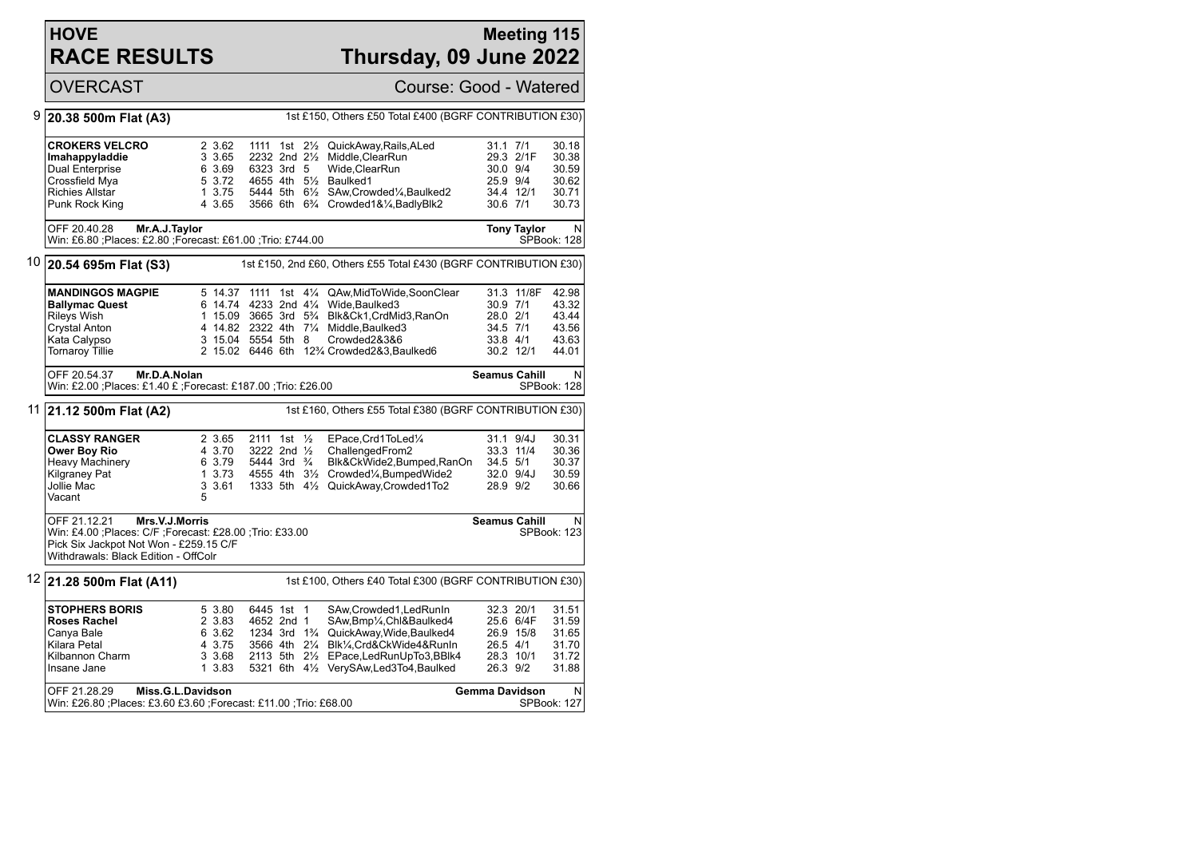# HOVE RACE RESULTS

## Meeting 115 Thursday, 09 June 2022

OVERCAST — Course: Good - Watered

### 9 — 20.38 500m Flat (A3)

1st £150, Others £50 Total £400 (BGRF CONTRIBUTION £30)

| | | | | | | | | | | |
|---|---|---|---|---|---|---|---|---|---|---|
| **CROKERS VELCRO** | 2 | 3.62 | 1111 | 1st | 2½ | QuickAway,Rails,ALed | 31.1 | 7/1 | | 30.18 |
| Imahappyladdie | 3 | 3.65 | 2232 | 2nd | 2½ | Middle,ClearRun | 29.3 | 2/1F | | 30.38 |
| Dual Enterprise | 6 | 3.69 | 6323 | 3rd | 5 | Wide,ClearRun | 30.0 | 9/4 | | 30.59 |
| Crossfield Mya | 5 | 3.72 | 4655 | 4th | 5½ | Baulked1 | 25.9 | 9/4 | | 30.62 |
| Richies Allstar | 1 | 3.75 | 5444 | 5th | 6½ | SAw,Crowded¼,Baulked2 | 34.4 | 12/1 | | 30.71 |
| Punk Rock King | 4 | 3.65 | 3566 | 6th | 6¾ | Crowded1&¼,BadlyBlk2 | 30.6 | 7/1 | | 30.73 |

OFF 20.40.28 **Mr.A.J.Taylor** — **Tony Taylor** N

Win: £6.80 ;Places: £2.80 ;Forecast: £61.00 ;Trio: £744.00 — SPBook: 128

### 10 — 20.54 695m Flat (S3)

1st £150, 2nd £60, Others £55 Total £430 (BGRF CONTRIBUTION £30)

| | | | | | | | | | |
|---|---|---|---|---|---|---|---|---|---|
| **MANDINGOS MAGPIE** | 5 | 14.37 | 1111 | 1st | 4¼ | QAw,MidToWide,SoonClear | 31.3 | 11/8F | 42.98 |
| **Ballymac Quest** | 6 | 14.74 | 4233 | 2nd | 4¼ | Wide,Baulked3 | 30.9 | 7/1 | 43.32 |
| Rileys Wish | 1 | 15.09 | 3665 | 3rd | 5¾ | Blk&Ck1,CrdMid3,RanOn | 28.0 | 2/1 | 43.44 |
| Crystal Anton | 4 | 14.82 | 2322 | 4th | 7¼ | Middle,Baulked3 | 34.5 | 7/1 | 43.56 |
| Kata Calypso | 3 | 15.04 | 5554 | 5th | 8 | Crowded2&3&6 | 33.8 | 4/1 | 43.63 |
| Tornaroy Tillie | 2 | 15.02 | 6446 | 6th | 12¾ | Crowded2&3,Baulked6 | 30.2 | 12/1 | 44.01 |

OFF 20.54.37 **Mr.D.A.Nolan** — **Seamus Cahill** N

Win: £2.00 ;Places: £1.40 £ ;Forecast: £187.00 ;Trio: £26.00 — SPBook: 128

### 11 — 21.12 500m Flat (A2)

1st £160, Others £55 Total £380 (BGRF CONTRIBUTION £30)

| | | | | | | | | | |
|---|---|---|---|---|---|---|---|---|---|
| **CLASSY RANGER** | 2 | 3.65 | 2111 | 1st | ½ | EPace,Crd1ToLed¼ | 31.1 | 9/4J | 30.31 |
| **Ower Boy Rio** | 4 | 3.70 | 3222 | 2nd | ½ | ChallengedFrom2 | 33.3 | 11/4 | 30.36 |
| Heavy Machinery | 6 | 3.79 | 5444 | 3rd | ¾ | Blk&CkWide2,Bumped,RanOn | 34.5 | 5/1 | 30.37 |
| Kilgraney Pat | 1 | 3.73 | 4555 | 4th | 3½ | Crowded¼,BumpedWide2 | 32.0 | 9/4J | 30.59 |
| Jollie Mac | 3 | 3.61 | 1333 | 5th | 4½ | QuickAway,Crowded1To2 | 28.9 | 9/2 | 30.66 |
| Vacant | 5 | | | | | | | | |

OFF 21.12.21 **Mrs.V.J.Morris** — **Seamus Cahill** N

Win: £4.00 ;Places: C/F ;Forecast: £28.00 ;Trio: £33.00 — SPBook: 123

Pick Six Jackpot Not Won - £259.15 C/F

Withdrawals: Black Edition - OffColr

### 12 — 21.28 500m Flat (A11)

1st £100, Others £40 Total £300 (BGRF CONTRIBUTION £30)

| | | | | | | | | | |
|---|---|---|---|---|---|---|---|---|---|
| **STOPHERS BORIS** | 5 | 3.80 | 6445 | 1st | 1 | SAw,Crowded1,LedRunIn | 32.3 | 20/1 | 31.51 |
| **Roses Rachel** | 2 | 3.83 | 4652 | 2nd | 1 | SAw,Bmp¼,Chl&Baulked4 | 25.6 | 6/4F | 31.59 |
| Canya Bale | 6 | 3.62 | 1234 | 3rd | 1¾ | QuickAway,Wide,Baulked4 | 26.9 | 15/8 | 31.65 |
| Kilara Petal | 4 | 3.75 | 3566 | 4th | 2¼ | Blk¼,Crd&CkWide4&RunIn | 26.5 | 4/1 | 31.70 |
| Kilbannon Charm | 3 | 3.68 | 2113 | 5th | 2½ | EPace,LedRunUpTo3,BBlk4 | 28.3 | 10/1 | 31.72 |
| Insane Jane | 1 | 3.83 | 5321 | 6th | 4½ | VerySAw,Led3To4,Baulked | 26.3 | 9/2 | 31.88 |

OFF 21.28.29 **Miss.G.L.Davidson** — **Gemma Davidson** N

Win: £26.80 ;Places: £3.60 £3.60 ;Forecast: £11.00 ;Trio: £68.00 — SPBook: 127